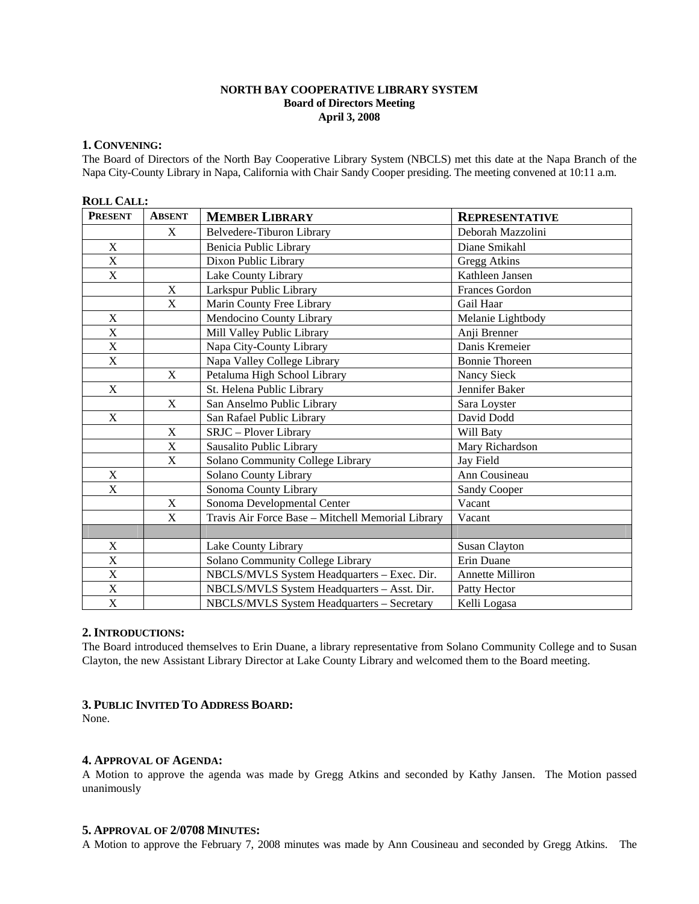**NORTH BAY COOPERATIVE LIBRARY SYSTEM**
**Board of Directors Meeting**
**April 3, 2008**

## 1. CONVENING:

The Board of Directors of the North Bay Cooperative Library System (NBCLS) met this date at the Napa Branch of the Napa City-County Library in Napa, California with Chair Sandy Cooper presiding. The meeting convened at 10:11 a.m.

## ROLL CALL:

| PRESENT | ABSENT | MEMBER LIBRARY | REPRESENTATIVE |
|---|---|---|---|
| | X | Belvedere-Tiburon Library | Deborah Mazzolini |
| X | | Benicia Public Library | Diane Smikahl |
| X | | Dixon Public Library | Gregg Atkins |
| X | | Lake County Library | Kathleen Jansen |
| | X | Larkspur Public Library | Frances Gordon |
| | X | Marin County Free Library | Gail Haar |
| X | | Mendocino County Library | Melanie Lightbody |
| X | | Mill Valley Public Library | Anji Brenner |
| X | | Napa City-County Library | Danis Kremeier |
| X | | Napa Valley College Library | Bonnie Thoreen |
| | X | Petaluma High School Library | Nancy Sieck |
| X | | St. Helena Public Library | Jennifer Baker |
| | X | San Anselmo Public Library | Sara Loyster |
| X | | San Rafael Public Library | David Dodd |
| | X | SRJC – Plover Library | Will Baty |
| | X | Sausalito Public Library | Mary Richardson |
| | X | Solano Community College Library | Jay Field |
| X | | Solano County Library | Ann Cousineau |
| X | | Sonoma County Library | Sandy Cooper |
| | X | Sonoma Developmental Center | Vacant |
| | X | Travis Air Force Base – Mitchell Memorial Library | Vacant |
| | | | |
| X | | Lake County Library | Susan Clayton |
| X | | Solano Community College Library | Erin Duane |
| X | | NBCLS/MVLS System Headquarters – Exec. Dir. | Annette Milliron |
| X | | NBCLS/MVLS System Headquarters – Asst. Dir. | Patty Hector |
| X | | NBCLS/MVLS System Headquarters – Secretary | Kelli Logasa |

## 2. INTRODUCTIONS:

The Board introduced themselves to Erin Duane, a library representative from Solano Community College and to Susan Clayton, the new Assistant Library Director at Lake County Library and welcomed them to the Board meeting.

## 3. PUBLIC INVITED TO ADDRESS BOARD:

None.

## 4. APPROVAL OF AGENDA:

A Motion to approve the agenda was made by Gregg Atkins and seconded by Kathy Jansen. The Motion passed unanimously

## 5. APPROVAL OF 2/0708 MINUTES:

A Motion to approve the February 7, 2008 minutes was made by Ann Cousineau and seconded by Gregg Atkins. The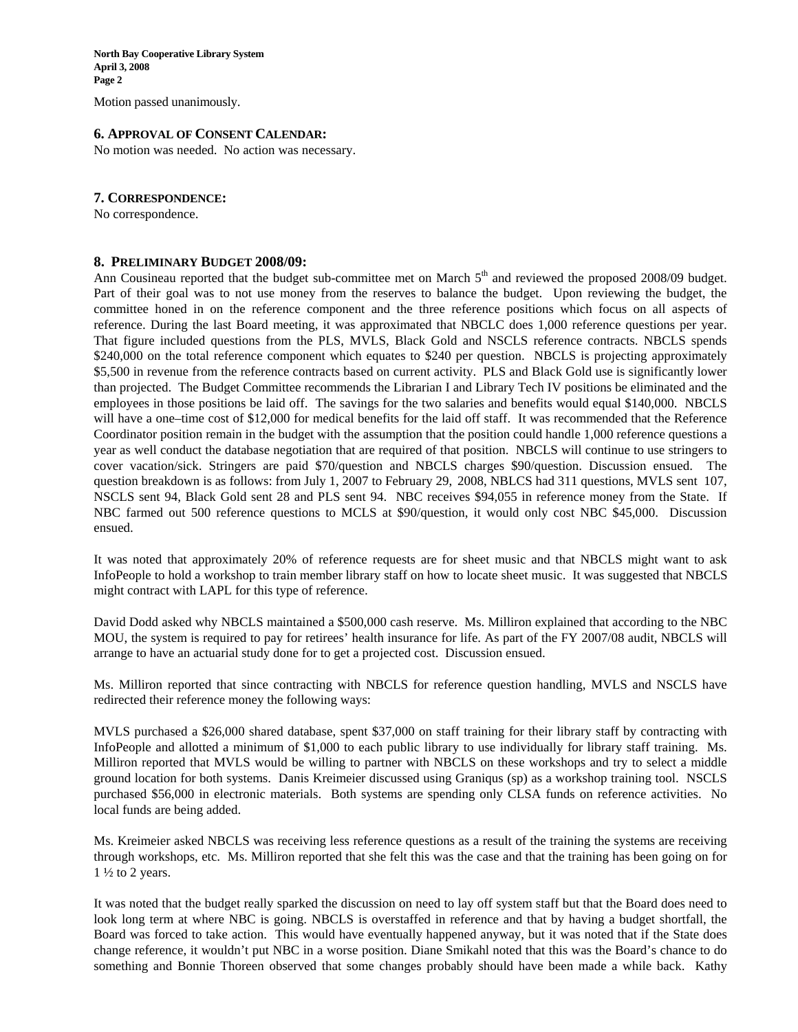Motion passed unanimously.

### 6. APPROVAL OF CONSENT CALENDAR:

No motion was needed. No action was necessary.

### 7. CORRESPONDENCE:

No correspondence.

### 8. PRELIMINARY BUDGET 2008/09:

Ann Cousineau reported that the budget sub-committee met on March 5th and reviewed the proposed 2008/09 budget. Part of their goal was to not use money from the reserves to balance the budget. Upon reviewing the budget, the committee honed in on the reference component and the three reference positions which focus on all aspects of reference. During the last Board meeting, it was approximated that NBCLC does 1,000 reference questions per year. That figure included questions from the PLS, MVLS, Black Gold and NSCLS reference contracts. NBCLS spends $240,000 on the total reference component which equates to $240 per question. NBCLS is projecting approximately $5,500 in revenue from the reference contracts based on current activity. PLS and Black Gold use is significantly lower than projected. The Budget Committee recommends the Librarian I and Library Tech IV positions be eliminated and the employees in those positions be laid off. The savings for the two salaries and benefits would equal $140,000. NBCLS will have a one–time cost of $12,000 for medical benefits for the laid off staff. It was recommended that the Reference Coordinator position remain in the budget with the assumption that the position could handle 1,000 reference questions a year as well conduct the database negotiation that are required of that position. NBCLS will continue to use stringers to cover vacation/sick. Stringers are paid $70/question and NBCLS charges $90/question. Discussion ensued. The question breakdown is as follows: from July 1, 2007 to February 29, 2008, NBLCS had 311 questions, MVLS sent 107, NSCLS sent 94, Black Gold sent 28 and PLS sent 94. NBC receives $94,055 in reference money from the State. If NBC farmed out 500 reference questions to MCLS at $90/question, it would only cost NBC $45,000. Discussion ensued.

It was noted that approximately 20% of reference requests are for sheet music and that NBCLS might want to ask InfoPeople to hold a workshop to train member library staff on how to locate sheet music. It was suggested that NBCLS might contract with LAPL for this type of reference.

David Dodd asked why NBCLS maintained a $500,000 cash reserve. Ms. Milliron explained that according to the NBC MOU, the system is required to pay for retirees' health insurance for life. As part of the FY 2007/08 audit, NBCLS will arrange to have an actuarial study done for to get a projected cost. Discussion ensued.

Ms. Milliron reported that since contracting with NBCLS for reference question handling, MVLS and NSCLS have redirected their reference money the following ways:

MVLS purchased a $26,000 shared database, spent $37,000 on staff training for their library staff by contracting with InfoPeople and allotted a minimum of $1,000 to each public library to use individually for library staff training. Ms. Milliron reported that MVLS would be willing to partner with NBCLS on these workshops and try to select a middle ground location for both systems. Danis Kreimeier discussed using Graniqus (sp) as a workshop training tool. NSCLS purchased $56,000 in electronic materials. Both systems are spending only CLSA funds on reference activities. No local funds are being added.

Ms. Kreimeier asked NBCLS was receiving less reference questions as a result of the training the systems are receiving through workshops, etc. Ms. Milliron reported that she felt this was the case and that the training has been going on for 1 ½ to 2 years.

It was noted that the budget really sparked the discussion on need to lay off system staff but that the Board does need to look long term at where NBC is going. NBCLS is overstaffed in reference and that by having a budget shortfall, the Board was forced to take action. This would have eventually happened anyway, but it was noted that if the State does change reference, it wouldn't put NBC in a worse position. Diane Smikahl noted that this was the Board's chance to do something and Bonnie Thoreen observed that some changes probably should have been made a while back. Kathy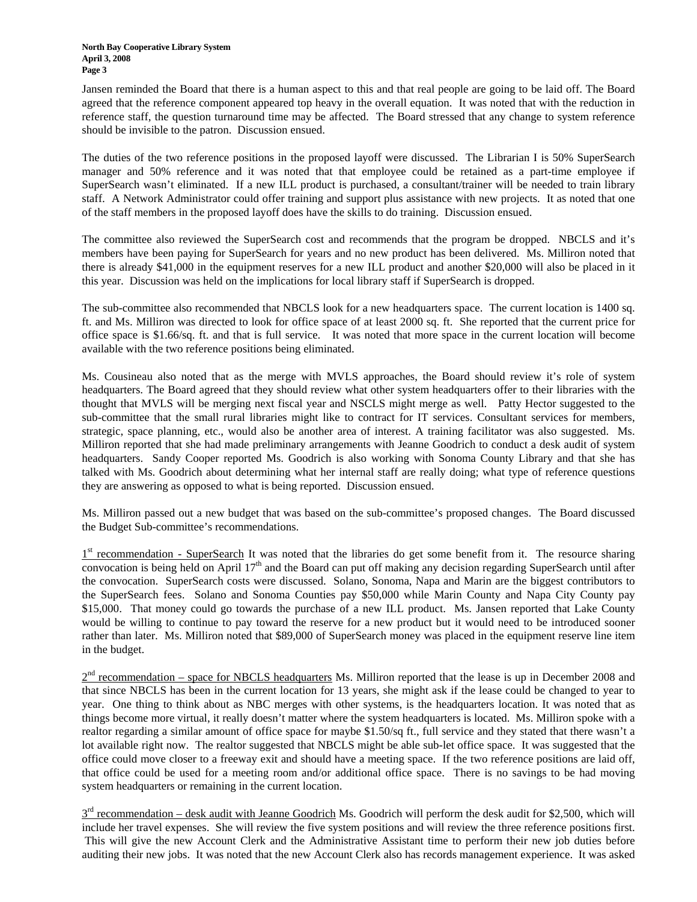Jansen reminded the Board that there is a human aspect to this and that real people are going to be laid off. The Board agreed that the reference component appeared top heavy in the overall equation. It was noted that with the reduction in reference staff, the question turnaround time may be affected. The Board stressed that any change to system reference should be invisible to the patron. Discussion ensued.

The duties of the two reference positions in the proposed layoff were discussed. The Librarian I is 50% SuperSearch manager and 50% reference and it was noted that that employee could be retained as a part-time employee if SuperSearch wasn't eliminated. If a new ILL product is purchased, a consultant/trainer will be needed to train library staff. A Network Administrator could offer training and support plus assistance with new projects. It as noted that one of the staff members in the proposed layoff does have the skills to do training. Discussion ensued.

The committee also reviewed the SuperSearch cost and recommends that the program be dropped. NBCLS and it's members have been paying for SuperSearch for years and no new product has been delivered. Ms. Milliron noted that there is already $41,000 in the equipment reserves for a new ILL product and another $20,000 will also be placed in it this year. Discussion was held on the implications for local library staff if SuperSearch is dropped.

The sub-committee also recommended that NBCLS look for a new headquarters space. The current location is 1400 sq. ft. and Ms. Milliron was directed to look for office space of at least 2000 sq. ft. She reported that the current price for office space is $1.66/sq. ft. and that is full service. It was noted that more space in the current location will become available with the two reference positions being eliminated.

Ms. Cousineau also noted that as the merge with MVLS approaches, the Board should review it's role of system headquarters. The Board agreed that they should review what other system headquarters offer to their libraries with the thought that MVLS will be merging next fiscal year and NSCLS might merge as well. Patty Hector suggested to the sub-committee that the small rural libraries might like to contract for IT services. Consultant services for members, strategic, space planning, etc., would also be another area of interest. A training facilitator was also suggested. Ms. Milliron reported that she had made preliminary arrangements with Jeanne Goodrich to conduct a desk audit of system headquarters. Sandy Cooper reported Ms. Goodrich is also working with Sonoma County Library and that she has talked with Ms. Goodrich about determining what her internal staff are really doing; what type of reference questions they are answering as opposed to what is being reported. Discussion ensued.

Ms. Milliron passed out a new budget that was based on the sub-committee's proposed changes. The Board discussed the Budget Sub-committee's recommendations.

<u>1st recommendation - SuperSearch</u> It was noted that the libraries do get some benefit from it. The resource sharing convocation is being held on April 17th and the Board can put off making any decision regarding SuperSearch until after the convocation. SuperSearch costs were discussed. Solano, Sonoma, Napa and Marin are the biggest contributors to the SuperSearch fees. Solano and Sonoma Counties pay $50,000 while Marin County and Napa City County pay $15,000. That money could go towards the purchase of a new ILL product. Ms. Jansen reported that Lake County would be willing to continue to pay toward the reserve for a new product but it would need to be introduced sooner rather than later. Ms. Milliron noted that $89,000 of SuperSearch money was placed in the equipment reserve line item in the budget.

<u>2nd recommendation – space for NBCLS headquarters</u> Ms. Milliron reported that the lease is up in December 2008 and that since NBCLS has been in the current location for 13 years, she might ask if the lease could be changed to year to year. One thing to think about as NBC merges with other systems, is the headquarters location. It was noted that as things become more virtual, it really doesn't matter where the system headquarters is located. Ms. Milliron spoke with a realtor regarding a similar amount of office space for maybe $1.50/sq ft., full service and they stated that there wasn't a lot available right now. The realtor suggested that NBCLS might be able sub-let office space. It was suggested that the office could move closer to a freeway exit and should have a meeting space. If the two reference positions are laid off, that office could be used for a meeting room and/or additional office space. There is no savings to be had moving system headquarters or remaining in the current location.

<u>3rd recommendation – desk audit with Jeanne Goodrich</u> Ms. Goodrich will perform the desk audit for $2,500, which will include her travel expenses. She will review the five system positions and will review the three reference positions first. This will give the new Account Clerk and the Administrative Assistant time to perform their new job duties before auditing their new jobs. It was noted that the new Account Clerk also has records management experience. It was asked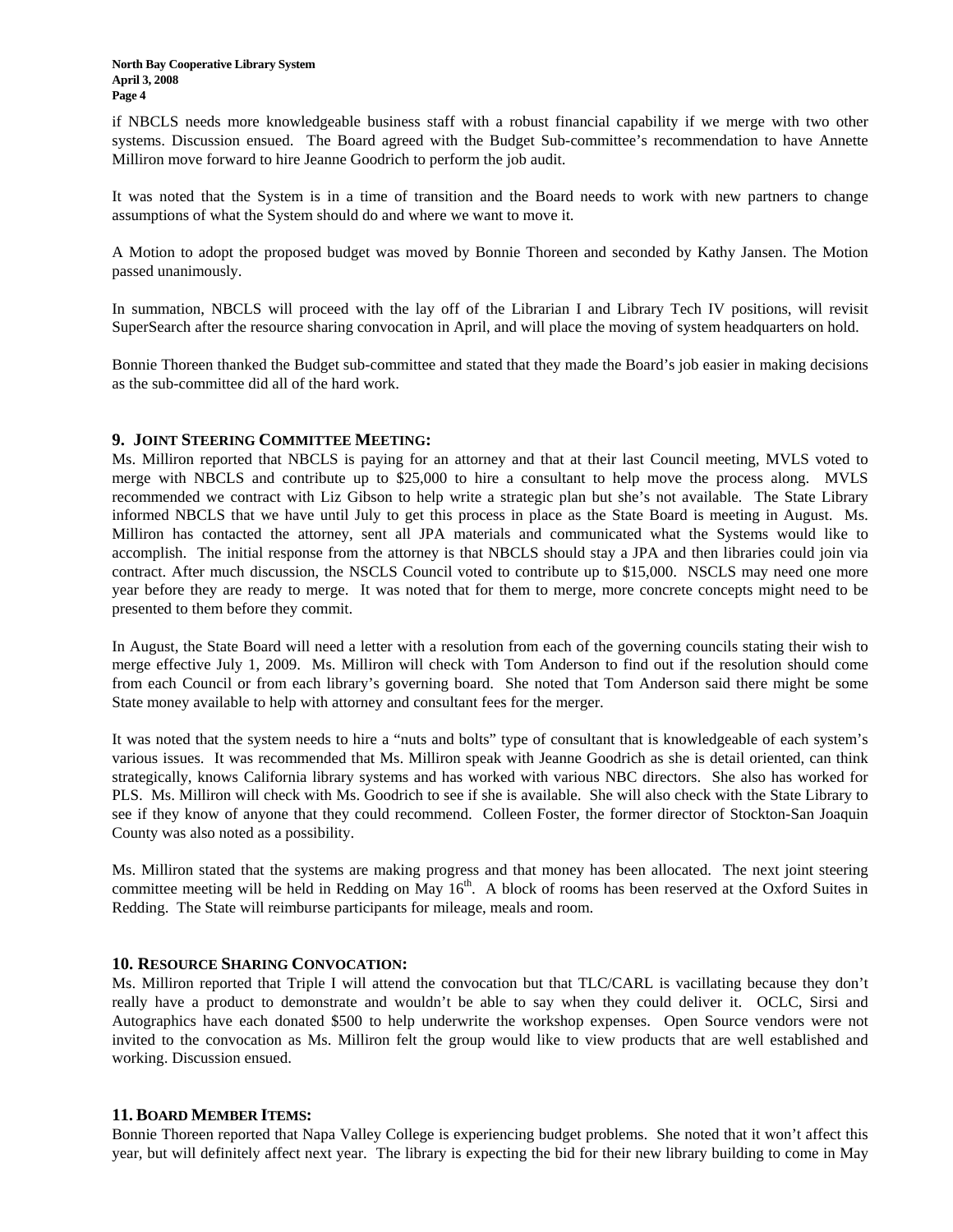if NBCLS needs more knowledgeable business staff with a robust financial capability if we merge with two other systems. Discussion ensued. The Board agreed with the Budget Sub-committee's recommendation to have Annette Milliron move forward to hire Jeanne Goodrich to perform the job audit.

It was noted that the System is in a time of transition and the Board needs to work with new partners to change assumptions of what the System should do and where we want to move it.

A Motion to adopt the proposed budget was moved by Bonnie Thoreen and seconded by Kathy Jansen. The Motion passed unanimously.

In summation, NBCLS will proceed with the lay off of the Librarian I and Library Tech IV positions, will revisit SuperSearch after the resource sharing convocation in April, and will place the moving of system headquarters on hold.

Bonnie Thoreen thanked the Budget sub-committee and stated that they made the Board's job easier in making decisions as the sub-committee did all of the hard work.

### 9. JOINT STEERING COMMITTEE MEETING:

Ms. Milliron reported that NBCLS is paying for an attorney and that at their last Council meeting, MVLS voted to merge with NBCLS and contribute up to $25,000 to hire a consultant to help move the process along. MVLS recommended we contract with Liz Gibson to help write a strategic plan but she's not available. The State Library informed NBCLS that we have until July to get this process in place as the State Board is meeting in August. Ms. Milliron has contacted the attorney, sent all JPA materials and communicated what the Systems would like to accomplish. The initial response from the attorney is that NBCLS should stay a JPA and then libraries could join via contract. After much discussion, the NSCLS Council voted to contribute up to $15,000. NSCLS may need one more year before they are ready to merge. It was noted that for them to merge, more concrete concepts might need to be presented to them before they commit.

In August, the State Board will need a letter with a resolution from each of the governing councils stating their wish to merge effective July 1, 2009. Ms. Milliron will check with Tom Anderson to find out if the resolution should come from each Council or from each library's governing board. She noted that Tom Anderson said there might be some State money available to help with attorney and consultant fees for the merger.

It was noted that the system needs to hire a "nuts and bolts" type of consultant that is knowledgeable of each system's various issues. It was recommended that Ms. Milliron speak with Jeanne Goodrich as she is detail oriented, can think strategically, knows California library systems and has worked with various NBC directors. She also has worked for PLS. Ms. Milliron will check with Ms. Goodrich to see if she is available. She will also check with the State Library to see if they know of anyone that they could recommend. Colleen Foster, the former director of Stockton-San Joaquin County was also noted as a possibility.

Ms. Milliron stated that the systems are making progress and that money has been allocated. The next joint steering committee meeting will be held in Redding on May 16th. A block of rooms has been reserved at the Oxford Suites in Redding. The State will reimburse participants for mileage, meals and room.

### 10. RESOURCE SHARING CONVOCATION:

Ms. Milliron reported that Triple I will attend the convocation but that TLC/CARL is vacillating because they don't really have a product to demonstrate and wouldn't be able to say when they could deliver it. OCLC, Sirsi and Autographics have each donated $500 to help underwrite the workshop expenses. Open Source vendors were not invited to the convocation as Ms. Milliron felt the group would like to view products that are well established and working. Discussion ensued.

### 11. BOARD MEMBER ITEMS:

Bonnie Thoreen reported that Napa Valley College is experiencing budget problems. She noted that it won't affect this year, but will definitely affect next year. The library is expecting the bid for their new library building to come in May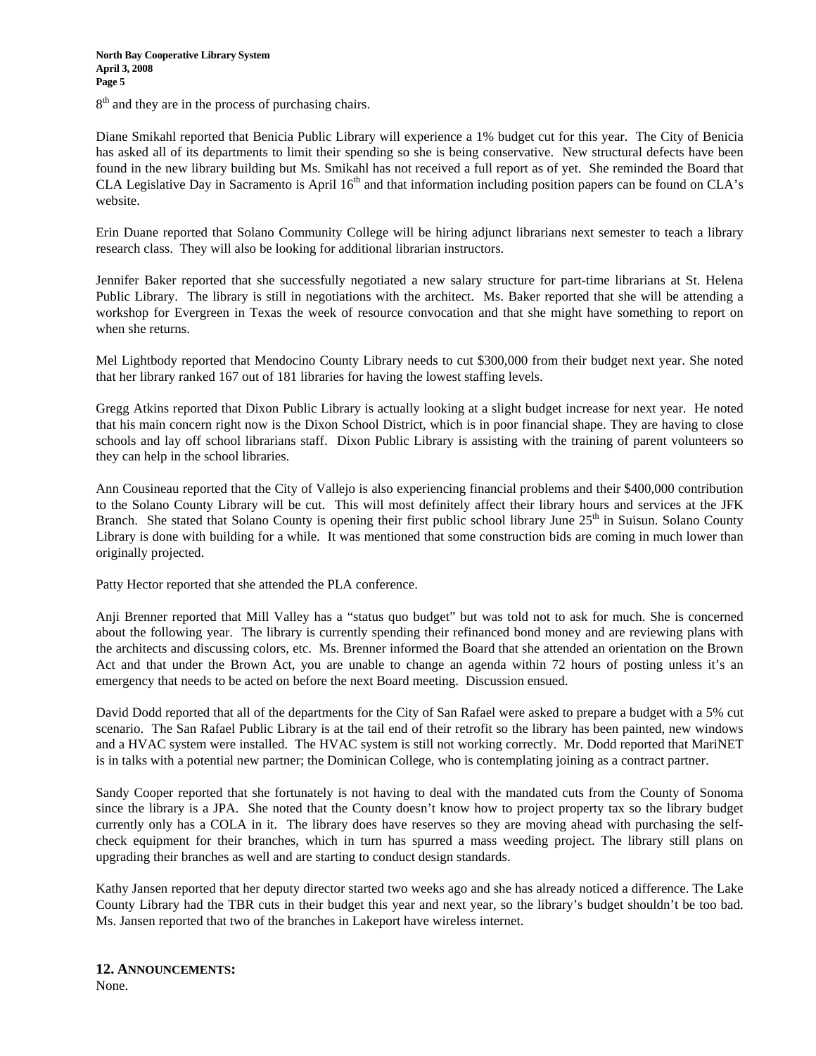8th and they are in the process of purchasing chairs.

Diane Smikahl reported that Benicia Public Library will experience a 1% budget cut for this year. The City of Benicia has asked all of its departments to limit their spending so she is being conservative. New structural defects have been found in the new library building but Ms. Smikahl has not received a full report as of yet. She reminded the Board that CLA Legislative Day in Sacramento is April 16th and that information including position papers can be found on CLA's website.

Erin Duane reported that Solano Community College will be hiring adjunct librarians next semester to teach a library research class. They will also be looking for additional librarian instructors.

Jennifer Baker reported that she successfully negotiated a new salary structure for part-time librarians at St. Helena Public Library. The library is still in negotiations with the architect. Ms. Baker reported that she will be attending a workshop for Evergreen in Texas the week of resource convocation and that she might have something to report on when she returns.

Mel Lightbody reported that Mendocino County Library needs to cut $300,000 from their budget next year. She noted that her library ranked 167 out of 181 libraries for having the lowest staffing levels.

Gregg Atkins reported that Dixon Public Library is actually looking at a slight budget increase for next year. He noted that his main concern right now is the Dixon School District, which is in poor financial shape. They are having to close schools and lay off school librarians staff. Dixon Public Library is assisting with the training of parent volunteers so they can help in the school libraries.

Ann Cousineau reported that the City of Vallejo is also experiencing financial problems and their $400,000 contribution to the Solano County Library will be cut. This will most definitely affect their library hours and services at the JFK Branch. She stated that Solano County is opening their first public school library June 25th in Suisun. Solano County Library is done with building for a while. It was mentioned that some construction bids are coming in much lower than originally projected.

Patty Hector reported that she attended the PLA conference.

Anji Brenner reported that Mill Valley has a "status quo budget" but was told not to ask for much. She is concerned about the following year. The library is currently spending their refinanced bond money and are reviewing plans with the architects and discussing colors, etc. Ms. Brenner informed the Board that she attended an orientation on the Brown Act and that under the Brown Act, you are unable to change an agenda within 72 hours of posting unless it's an emergency that needs to be acted on before the next Board meeting. Discussion ensued.

David Dodd reported that all of the departments for the City of San Rafael were asked to prepare a budget with a 5% cut scenario. The San Rafael Public Library is at the tail end of their retrofit so the library has been painted, new windows and a HVAC system were installed. The HVAC system is still not working correctly. Mr. Dodd reported that MariNET is in talks with a potential new partner; the Dominican College, who is contemplating joining as a contract partner.

Sandy Cooper reported that she fortunately is not having to deal with the mandated cuts from the County of Sonoma since the library is a JPA. She noted that the County doesn't know how to project property tax so the library budget currently only has a COLA in it. The library does have reserves so they are moving ahead with purchasing the self-check equipment for their branches, which in turn has spurred a mass weeding project. The library still plans on upgrading their branches as well and are starting to conduct design standards.

Kathy Jansen reported that her deputy director started two weeks ago and she has already noticed a difference. The Lake County Library had the TBR cuts in their budget this year and next year, so the library's budget shouldn't be too bad. Ms. Jansen reported that two of the branches in Lakeport have wireless internet.

## 12. ANNOUNCEMENTS:

None.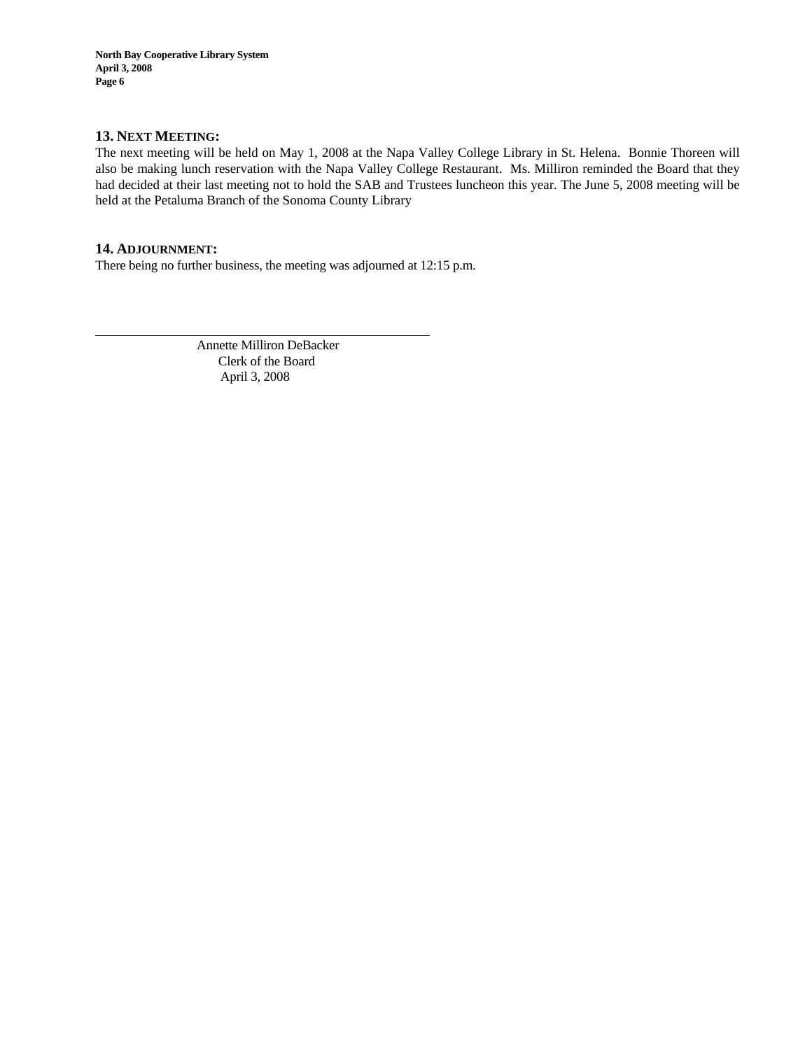## 13. NEXT MEETING:

The next meeting will be held on May 1, 2008 at the Napa Valley College Library in St. Helena. Bonnie Thoreen will also be making lunch reservation with the Napa Valley College Restaurant. Ms. Milliron reminded the Board that they had decided at their last meeting not to hold the SAB and Trustees luncheon this year. The June 5, 2008 meeting will be held at the Petaluma Branch of the Sonoma County Library

## 14. ADJOURNMENT:

There being no further business, the meeting was adjourned at 12:15 p.m.

\_\_\_\_\_\_\_\_\_\_\_\_\_\_\_\_\_\_\_\_\_\_\_\_\_\_\_\_\_\_\_\_\_\_\_\_\_\_\_\_\_\_\_\_

Annette Milliron DeBacker
Clerk of the Board
April 3, 2008